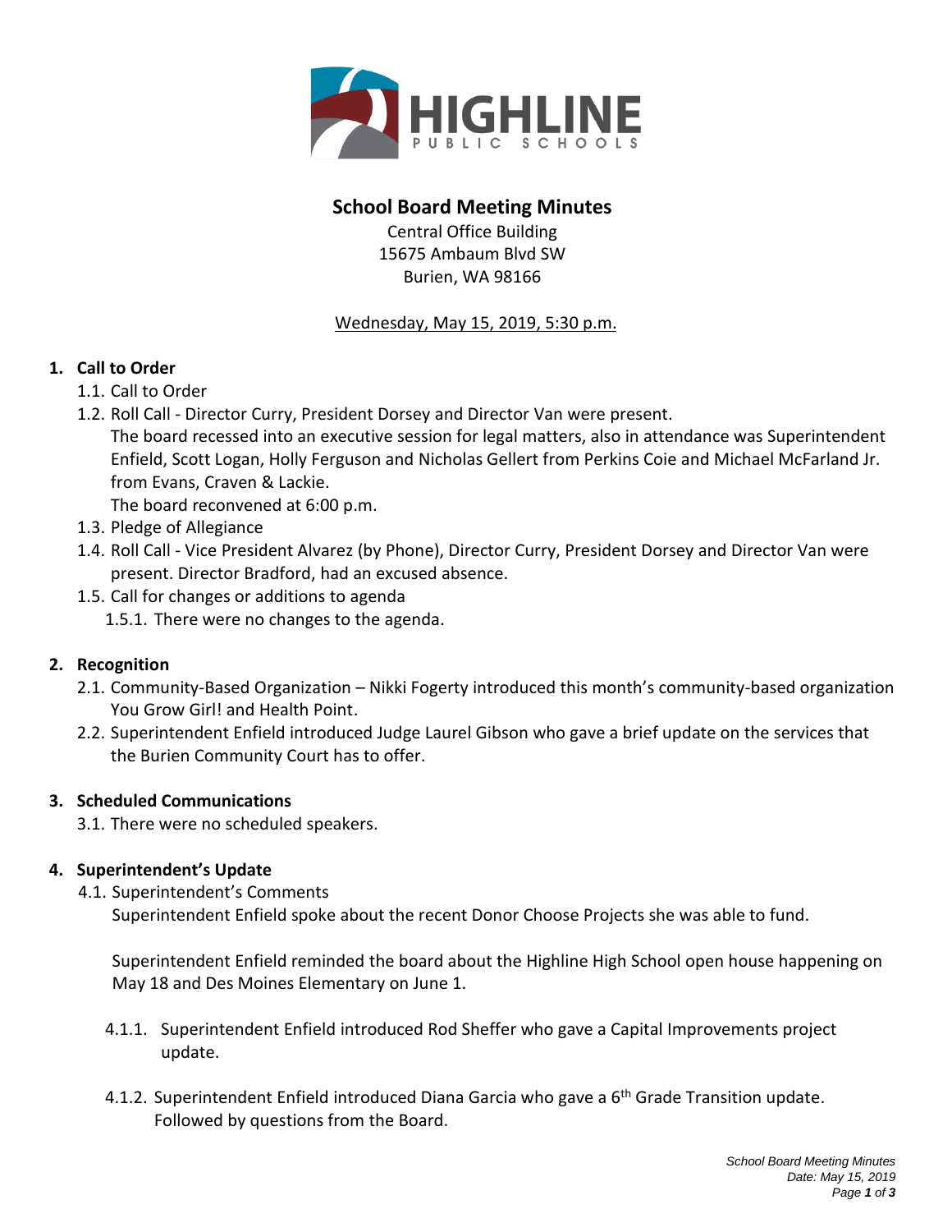HIGHLINE PUBLIC SCHOOLS

# School Board Meeting Minutes

Central Office Building
15675 Ambaum Blvd SW
Burien, WA 98166

Wednesday, May 15, 2019, 5:30 p.m.

**1. Call to Order**

1.1. Call to Order

1.2. Roll Call - Director Curry, President Dorsey and Director Van were present.
The board recessed into an executive session for legal matters, also in attendance was Superintendent Enfield, Scott Logan, Holly Ferguson and Nicholas Gellert from Perkins Coie and Michael McFarland Jr. from Evans, Craven & Lackie.
The board reconvened at 6:00 p.m.

1.3. Pledge of Allegiance

1.4. Roll Call - Vice President Alvarez (by Phone), Director Curry, President Dorsey and Director Van were present. Director Bradford, had an excused absence.

1.5. Call for changes or additions to agenda

1.5.1. There were no changes to the agenda.

**2. Recognition**

2.1. Community-Based Organization – Nikki Fogerty introduced this month's community-based organization You Grow Girl! and Health Point.

2.2. Superintendent Enfield introduced Judge Laurel Gibson who gave a brief update on the services that the Burien Community Court has to offer.

**3. Scheduled Communications**

3.1. There were no scheduled speakers.

**4. Superintendent's Update**

4.1. Superintendent's Comments
Superintendent Enfield spoke about the recent Donor Choose Projects she was able to fund.

Superintendent Enfield reminded the board about the Highline High School open house happening on May 18 and Des Moines Elementary on June 1.

4.1.1. Superintendent Enfield introduced Rod Sheffer who gave a Capital Improvements project update.

4.1.2. Superintendent Enfield introduced Diana Garcia who gave a 6th Grade Transition update. Followed by questions from the Board.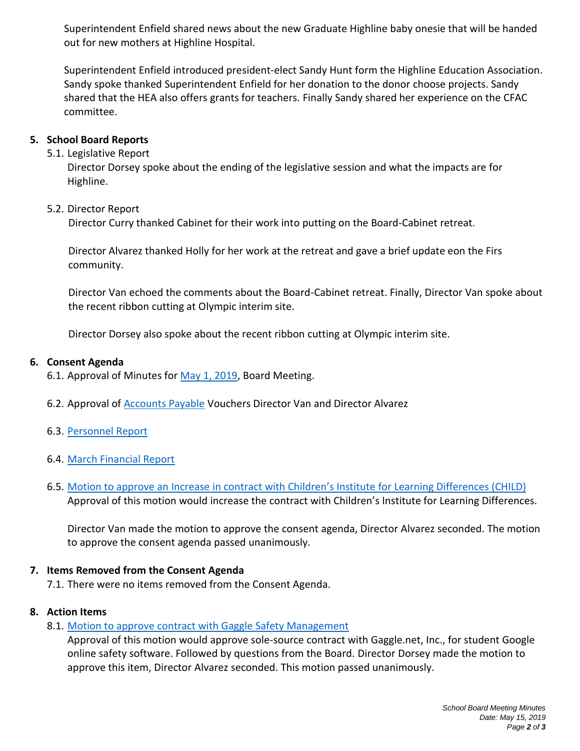Superintendent Enfield shared news about the new Graduate Highline baby onesie that will be handed out for new mothers at Highline Hospital.

Superintendent Enfield introduced president-elect Sandy Hunt form the Highline Education Association. Sandy spoke thanked Superintendent Enfield for her donation to the donor choose projects. Sandy shared that the HEA also offers grants for teachers. Finally Sandy shared her experience on the CFAC committee.

**5. School Board Reports**

5.1. Legislative Report

Director Dorsey spoke about the ending of the legislative session and what the impacts are for Highline.

5.2. Director Report

Director Curry thanked Cabinet for their work into putting on the Board-Cabinet retreat.

Director Alvarez thanked Holly for her work at the retreat and gave a brief update eon the Firs community.

Director Van echoed the comments about the Board-Cabinet retreat. Finally, Director Van spoke about the recent ribbon cutting at Olympic interim site.

Director Dorsey also spoke about the recent ribbon cutting at Olympic interim site.

**6. Consent Agenda**

6.1. Approval of Minutes for May 1, 2019, Board Meeting.

6.2. Approval of Accounts Payable Vouchers Director Van and Director Alvarez

6.3. Personnel Report

6.4. March Financial Report

6.5. Motion to approve an Increase in contract with Children's Institute for Learning Differences (CHILD)

Approval of this motion would increase the contract with Children's Institute for Learning Differences.

Director Van made the motion to approve the consent agenda, Director Alvarez seconded. The motion to approve the consent agenda passed unanimously.

**7. Items Removed from the Consent Agenda**

7.1. There were no items removed from the Consent Agenda.

**8. Action Items**

8.1. Motion to approve contract with Gaggle Safety Management

Approval of this motion would approve sole-source contract with Gaggle.net, Inc., for student Google online safety software. Followed by questions from the Board. Director Dorsey made the motion to approve this item, Director Alvarez seconded. This motion passed unanimously.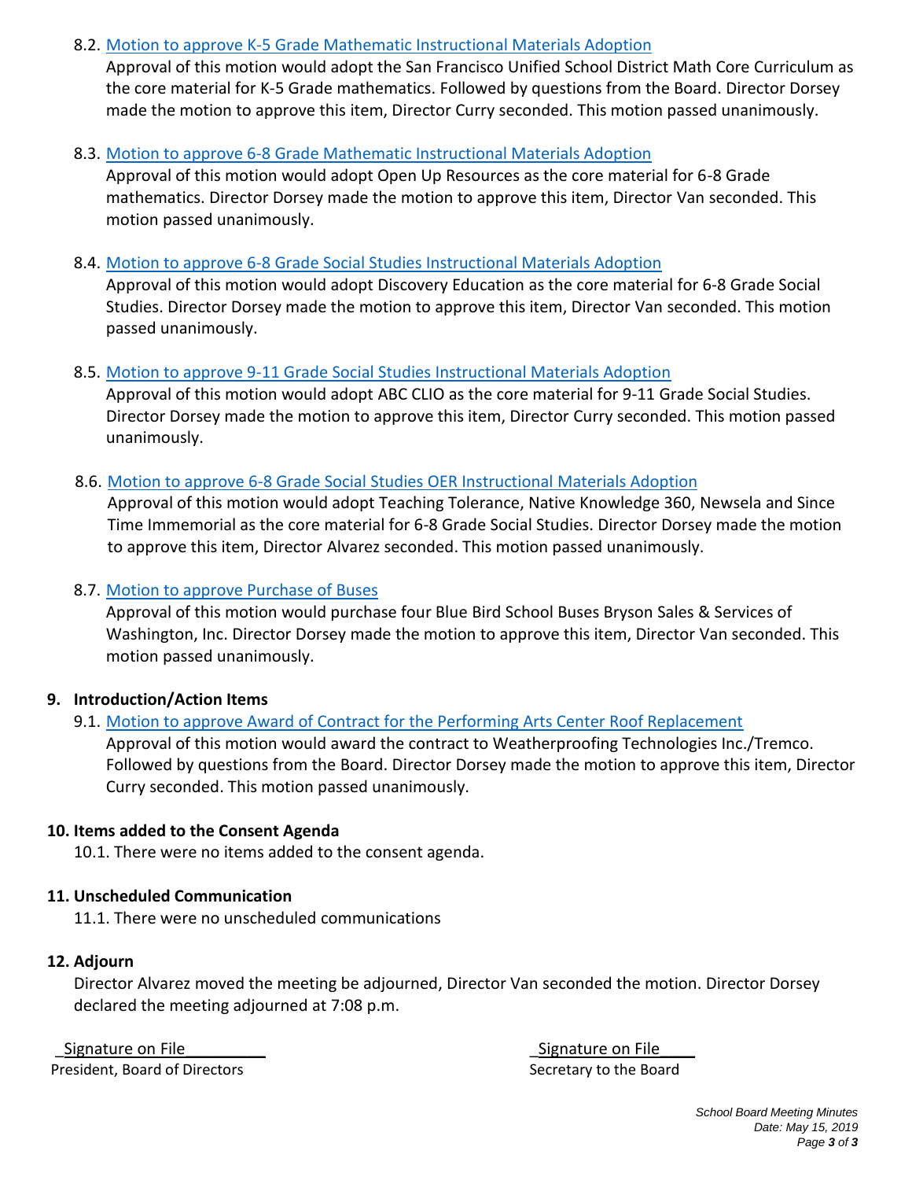8.2. Motion to approve K-5 Grade Mathematic Instructional Materials Adoption

Approval of this motion would adopt the San Francisco Unified School District Math Core Curriculum as the core material for K-5 Grade mathematics. Followed by questions from the Board. Director Dorsey made the motion to approve this item, Director Curry seconded. This motion passed unanimously.

8.3. Motion to approve 6-8 Grade Mathematic Instructional Materials Adoption

Approval of this motion would adopt Open Up Resources as the core material for 6-8 Grade mathematics. Director Dorsey made the motion to approve this item, Director Van seconded. This motion passed unanimously.

8.4. Motion to approve 6-8 Grade Social Studies Instructional Materials Adoption

Approval of this motion would adopt Discovery Education as the core material for 6-8 Grade Social Studies. Director Dorsey made the motion to approve this item, Director Van seconded. This motion passed unanimously.

8.5. Motion to approve 9-11 Grade Social Studies Instructional Materials Adoption

Approval of this motion would adopt ABC CLIO as the core material for 9-11 Grade Social Studies. Director Dorsey made the motion to approve this item, Director Curry seconded. This motion passed unanimously.

8.6. Motion to approve 6-8 Grade Social Studies OER Instructional Materials Adoption

Approval of this motion would adopt Teaching Tolerance, Native Knowledge 360, Newsela and Since Time Immemorial as the core material for 6-8 Grade Social Studies. Director Dorsey made the motion to approve this item, Director Alvarez seconded. This motion passed unanimously.

8.7. Motion to approve Purchase of Buses

Approval of this motion would purchase four Blue Bird School Buses Bryson Sales & Services of Washington, Inc. Director Dorsey made the motion to approve this item, Director Van seconded. This motion passed unanimously.

**9. Introduction/Action Items**

9.1. Motion to approve Award of Contract for the Performing Arts Center Roof Replacement

Approval of this motion would award the contract to Weatherproofing Technologies Inc./Tremco. Followed by questions from the Board. Director Dorsey made the motion to approve this item, Director Curry seconded. This motion passed unanimously.

**10. Items added to the Consent Agenda**

10.1. There were no items added to the consent agenda.

**11. Unscheduled Communication**

11.1. There were no unscheduled communications

**12. Adjourn**

Director Alvarez moved the meeting be adjourned, Director Van seconded the motion. Director Dorsey declared the meeting adjourned at 7:08 p.m.

Signature on File
President, Board of Directors

Signature on File
Secretary to the Board